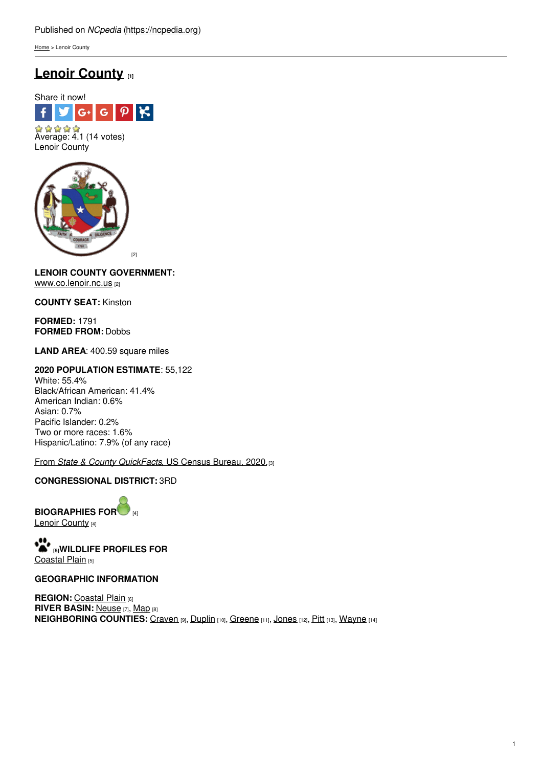Published on *NCpedia* (https://ncpedia.org)

Home > Lenoir County

# Lenoir County [1]

Share it now!

Average: 4.1 (14 votes)

Lenoir County

[2]

**LENOIR COUNTY GOVERNMENT:**
www.co.lenoir.nc.us [2]

**COUNTY SEAT:** Kinston

**FORMED:** 1791
**FORMED FROM:** Dobbs

**LAND AREA**: 400.59 square miles

**2020 POPULATION ESTIMATE**: 55,122
White: 55.4%
Black/African American: 41.4%
American Indian: 0.6%
Asian: 0.7%
Pacific Islander: 0.2%
Two or more races: 1.6%
Hispanic/Latino: 7.9% (of any race)

From *State & County QuickFacts*, US Census Bureau, 2020. [3]

**CONGRESSIONAL DISTRICT:** 3RD

**BIOGRAPHIES FOR** [4]
Lenoir County [4]

[5]**WILDLIFE PROFILES FOR**
Coastal Plain [5]

**GEOGRAPHIC INFORMATION**

**REGION:** Coastal Plain [6]
**RIVER BASIN:** Neuse [7], Map [8]
**NEIGHBORING COUNTIES:** Craven [9], Duplin [10], Greene [11], Jones [12], Pitt [13], Wayne [14]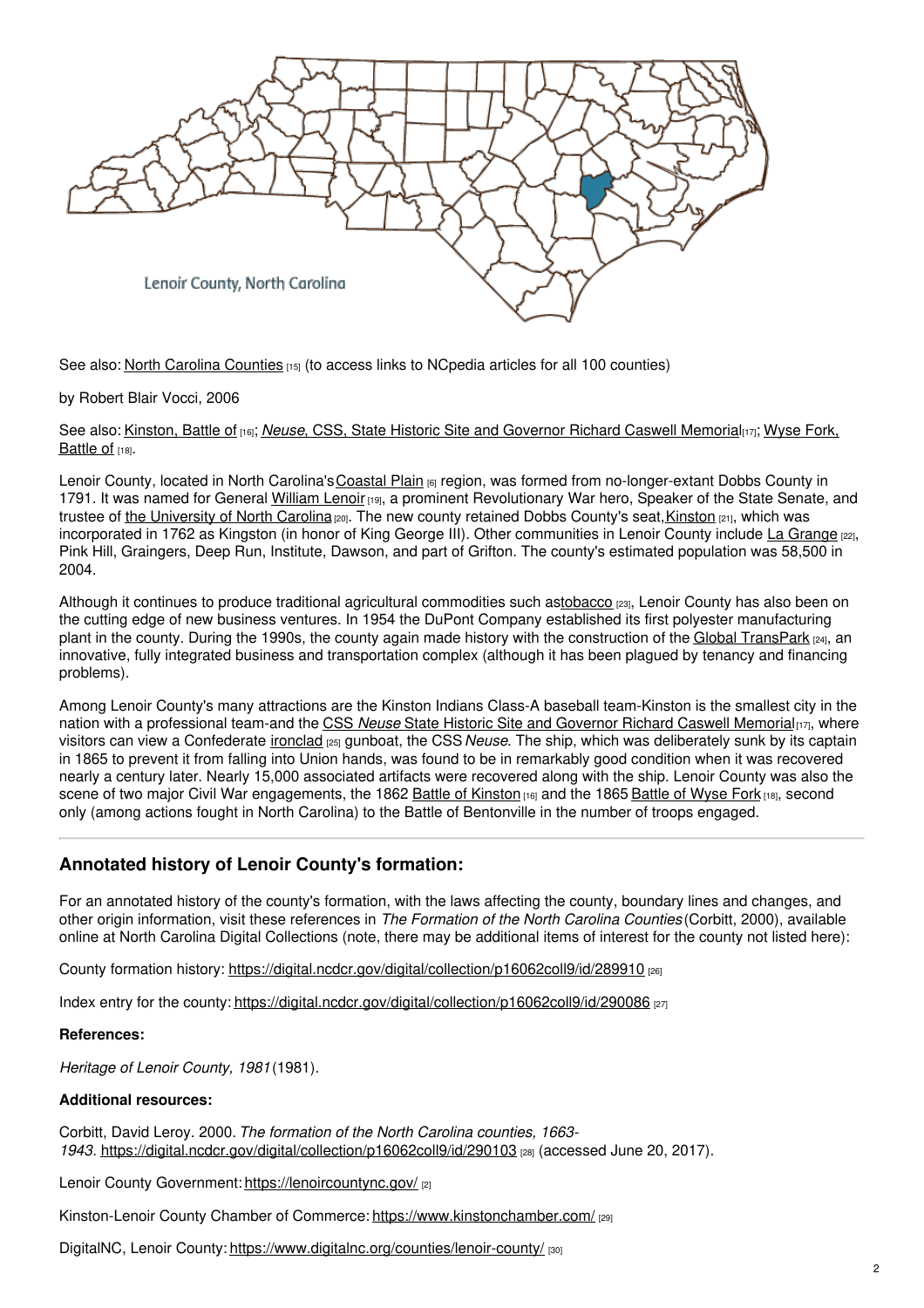Lenoir County, North Carolina

See also: North Carolina Counties [15] (to access links to NCpedia articles for all 100 counties)

by Robert Blair Vocci, 2006

See also: Kinston, Battle of [16]; *Neuse*, CSS, State Historic Site and Governor Richard Caswell Memorial[17]; Wyse Fork, Battle of [18].

Lenoir County, located in North Carolina's Coastal Plain [6] region, was formed from no-longer-extant Dobbs County in 1791. It was named for General William Lenoir [19], a prominent Revolutionary War hero, Speaker of the State Senate, and trustee of the University of North Carolina [20]. The new county retained Dobbs County's seat, Kinston [21], which was incorporated in 1762 as Kingston (in honor of King George III). Other communities in Lenoir County include La Grange [22], Pink Hill, Graingers, Deep Run, Institute, Dawson, and part of Grifton. The county's estimated population was 58,500 in 2004.

Although it continues to produce traditional agricultural commodities such as tobacco [23], Lenoir County has also been on the cutting edge of new business ventures. In 1954 the DuPont Company established its first polyester manufacturing plant in the county. During the 1990s, the county again made history with the construction of the Global TransPark [24], an innovative, fully integrated business and transportation complex (although it has been plagued by tenancy and financing problems).

Among Lenoir County's many attractions are the Kinston Indians Class-A baseball team-Kinston is the smallest city in the nation with a professional team-and the CSS *Neuse* State Historic Site and Governor Richard Caswell Memorial [17], where visitors can view a Confederate ironclad [25] gunboat, the CSS *Neuse*. The ship, which was deliberately sunk by its captain in 1865 to prevent it from falling into Union hands, was found to be in remarkably good condition when it was recovered nearly a century later. Nearly 15,000 associated artifacts were recovered along with the ship. Lenoir County was also the scene of two major Civil War engagements, the 1862 Battle of Kinston [16] and the 1865 Battle of Wyse Fork [18], second only (among actions fought in North Carolina) to the Battle of Bentonville in the number of troops engaged.

## Annotated history of Lenoir County's formation:

For an annotated history of the county's formation, with the laws affecting the county, boundary lines and changes, and other origin information, visit these references in *The Formation of the North Carolina Counties* (Corbitt, 2000), available online at North Carolina Digital Collections (note, there may be additional items of interest for the county not listed here):

County formation history: https://digital.ncdcr.gov/digital/collection/p16062coll9/id/289910 [26]

Index entry for the county: https://digital.ncdcr.gov/digital/collection/p16062coll9/id/290086 [27]

**References:**

*Heritage of Lenoir County, 1981* (1981).

**Additional resources:**

Corbitt, David Leroy. 2000. *The formation of the North Carolina counties, 1663-1943*. https://digital.ncdcr.gov/digital/collection/p16062coll9/id/290103 [28] (accessed June 20, 2017).

Lenoir County Government: https://lenoircountync.gov/ [2]

Kinston-Lenoir County Chamber of Commerce: https://www.kinstonchamber.com/ [29]

DigitalNC, Lenoir County: https://www.digitalnc.org/counties/lenoir-county/ [30]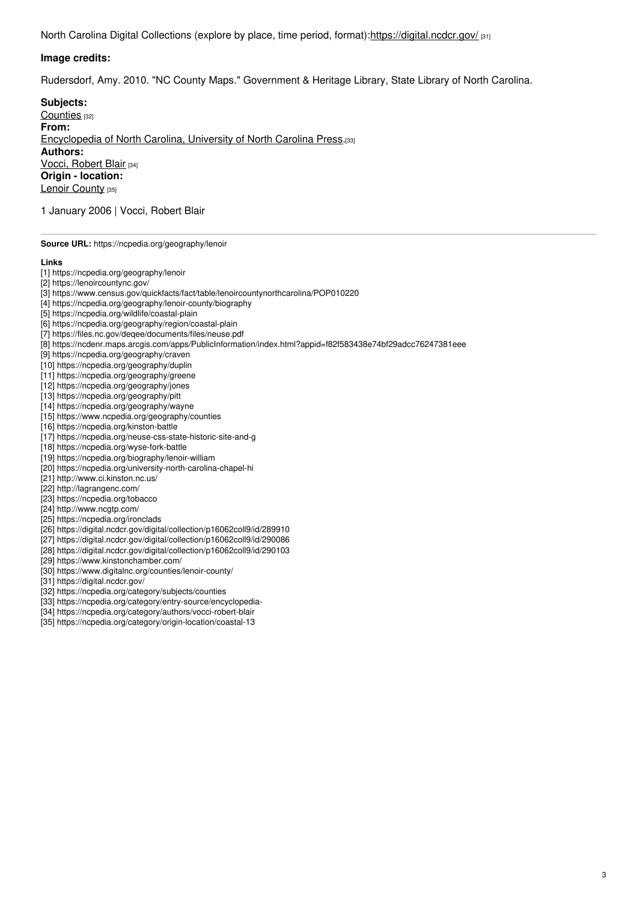North Carolina Digital Collections (explore by place, time period, format):https://digital.ncdcr.gov/ [31]

**Image credits:**

Rudersdorf, Amy. 2010. "NC County Maps." Government & Heritage Library, State Library of North Carolina.

**Subjects:**
Counties [32]
**From:**
Encyclopedia of North Carolina, University of North Carolina Press.[33]
**Authors:**
Vocci, Robert Blair [34]
**Origin - location:**
Lenoir County [35]

1 January 2006 | Vocci, Robert Blair

**Source URL:** https://ncpedia.org/geography/lenoir

**Links**
[1] https://ncpedia.org/geography/lenoir
[2] https://lenoircountync.gov/
[3] https://www.census.gov/quickfacts/fact/table/lenoircountynorthcarolina/POP010220
[4] https://ncpedia.org/geography/lenoir-county/biography
[5] https://ncpedia.org/wildlife/coastal-plain
[6] https://ncpedia.org/geography/region/coastal-plain
[7] https://files.nc.gov/deqee/documents/files/neuse.pdf
[8] https://ncdenr.maps.arcgis.com/apps/PublicInformation/index.html?appid=f82f583438e74bf29adcc76247381eee
[9] https://ncpedia.org/geography/craven
[10] https://ncpedia.org/geography/duplin
[11] https://ncpedia.org/geography/greene
[12] https://ncpedia.org/geography/jones
[13] https://ncpedia.org/geography/pitt
[14] https://ncpedia.org/geography/wayne
[15] https://www.ncpedia.org/geography/counties
[16] https://ncpedia.org/kinston-battle
[17] https://ncpedia.org/neuse-css-state-historic-site-and-g
[18] https://ncpedia.org/wyse-fork-battle
[19] https://ncpedia.org/biography/lenoir-william
[20] https://ncpedia.org/university-north-carolina-chapel-hi
[21] http://www.ci.kinston.nc.us/
[22] http://lagrangenc.com/
[23] https://ncpedia.org/tobacco
[24] http://www.ncgtp.com/
[25] https://ncpedia.org/ironclads
[26] https://digital.ncdcr.gov/digital/collection/p16062coll9/id/289910
[27] https://digital.ncdcr.gov/digital/collection/p16062coll9/id/290086
[28] https://digital.ncdcr.gov/digital/collection/p16062coll9/id/290103
[29] https://www.kinstonchamber.com/
[30] https://www.digitalnc.org/counties/lenoir-county/
[31] https://digital.ncdcr.gov/
[32] https://ncpedia.org/category/subjects/counties
[33] https://ncpedia.org/category/entry-source/encyclopedia-
[34] https://ncpedia.org/category/authors/vocci-robert-blair
[35] https://ncpedia.org/category/origin-location/coastal-13